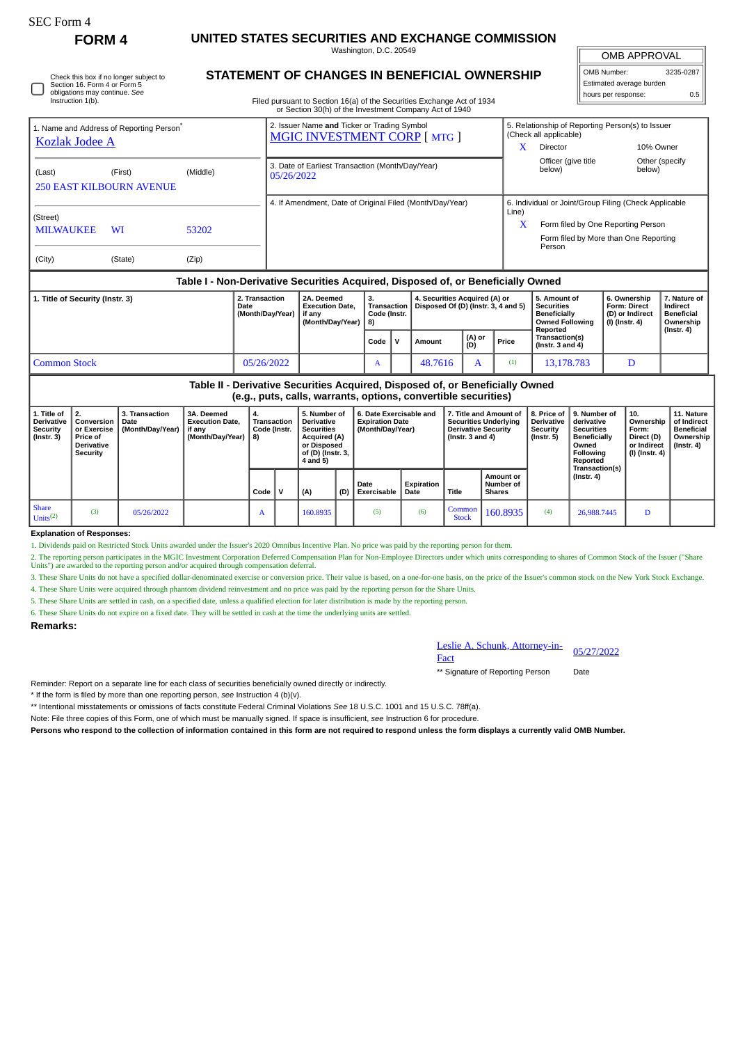SEC Form 4

# FORM 4

## UNITED STATES SECURITIES AND EXCHANGE COMMISSION

Washington, D.C. 20549

## STATEMENT OF CHANGES IN BENEFICIAL OWNERSHIP

Check this box if no longer subject to Section 16. Form 4 or Form 5 obligations may continue. *See* Instruction 1(b).

Filed pursuant to Section 16(a) of the Securities Exchange Act of 1934 or Section 30(h) of the Investment Company Act of 1940

| OMB APPROVAL | |
|---|---|
| OMB Number: | 3235-0287 |
| Estimated average burden | |
| hours per response: | 0.5 |

1. Name and Address of Reporting Person*
Kozlak Jodee A

(Last) (First) (Middle)
250 EAST KILBOURN AVENUE

(Street)
MILWAUKEE WI 53202

(City) (State) (Zip)

2. Issuer Name **and** Ticker or Trading Symbol
MGIC INVESTMENT CORP [ MTG ]

3. Date of Earliest Transaction (Month/Day/Year)
05/26/2022

4. If Amendment, Date of Original Filed (Month/Day/Year)

5. Relationship of Reporting Person(s) to Issuer (Check all applicable)
X Director
10% Owner
Officer (give title below)
Other (specify below)

6. Individual or Joint/Group Filing (Check Applicable Line)
X Form filed by One Reporting Person
Form filed by More than One Reporting Person

### Table I - Non-Derivative Securities Acquired, Disposed of, or Beneficially Owned

| 1. Title of Security (Instr. 3) | 2. Transaction Date (Month/Day/Year) | 2A. Deemed Execution Date, if any (Month/Day/Year) | 3. Transaction Code (Instr. 8) | | 4. Securities Acquired (A) or Disposed Of (D) (Instr. 3, 4 and 5) | | | 5. Amount of Securities Beneficially Owned Following Reported Transaction(s) (Instr. 3 and 4) | 6. Ownership Form: Direct (D) or Indirect (I) (Instr. 4) | 7. Nature of Indirect Beneficial Ownership (Instr. 4) |
|---|---|---|---|---|---|---|---|---|---|---|
| | | | Code | V | Amount | (A) or (D) | Price | | | |
| Common Stock | 05/26/2022 | | A | | 48.7616 | A | (1) | 13,178.783 | D | |

### Table II - Derivative Securities Acquired, Disposed of, or Beneficially Owned (e.g., puts, calls, warrants, options, convertible securities)

| 1. Title of Derivative Security (Instr. 3) | 2. Conversion or Exercise Price of Derivative Security | 3. Transaction Date (Month/Day/Year) | 3A. Deemed Execution Date, if any (Month/Day/Year) | 4. Transaction Code (Instr. 8) | | 5. Number of Derivative Securities Acquired (A) or Disposed of (D) (Instr. 3, 4 and 5) | | 6. Date Exercisable and Expiration Date (Month/Day/Year) | | 7. Title and Amount of Securities Underlying Derivative Security (Instr. 3 and 4) | | 8. Price of Derivative Security (Instr. 5) | 9. Number of derivative Securities Beneficially Owned Following Reported Transaction(s) (Instr. 4) | 10. Ownership Form: Direct (D) or Indirect (I) (Instr. 4) | 11. Nature of Indirect Beneficial Ownership (Instr. 4) |
|---|---|---|---|---|---|---|---|---|---|---|---|---|---|---|---|
| | | | | Code | V | (A) | (D) | Date Exercisable | Expiration Date | Title | Amount or Number of Shares | | | | |
| Share Units(2) | (3) | 05/26/2022 | | A | | 160.8935 | | (5) | (6) | Common Stock | 160.8935 | (4) | 26,988.7445 | D | |

**Explanation of Responses:**

1. Dividends paid on Restricted Stock Units awarded under the Issuer's 2020 Omnibus Incentive Plan. No price was paid by the reporting person for them.
2. The reporting person participates in the MGIC Investment Corporation Deferred Compensation Plan for Non-Employee Directors under which units corresponding to shares of Common Stock of the Issuer ("Share Units") are awarded to the reporting person and/or acquired through compensation deferral.
3. These Share Units do not have a specified dollar-denominated exercise or conversion price. Their value is based, on a one-for-one basis, on the price of the Issuer's common stock on the New York Stock Exchange.
4. These Share Units were acquired through phantom dividend reinvestment and no price was paid by the reporting person for the Share Units.
5. These Share Units are settled in cash, on a specified date, unless a qualified election for later distribution is made by the reporting person.
6. These Share Units do not expire on a fixed date. They will be settled in cash at the time the underlying units are settled.

**Remarks:**

Leslie A. Schunk, Attorney-in-Fact — 05/27/2022

** Signature of Reporting Person — Date

Reminder: Report on a separate line for each class of securities beneficially owned directly or indirectly.

* If the form is filed by more than one reporting person, *see* Instruction 4 (b)(v).

** Intentional misstatements or omissions of facts constitute Federal Criminal Violations *See* 18 U.S.C. 1001 and 15 U.S.C. 78ff(a).

Note: File three copies of this Form, one of which must be manually signed. If space is insufficient, *see* Instruction 6 for procedure.

**Persons who respond to the collection of information contained in this form are not required to respond unless the form displays a currently valid OMB Number.**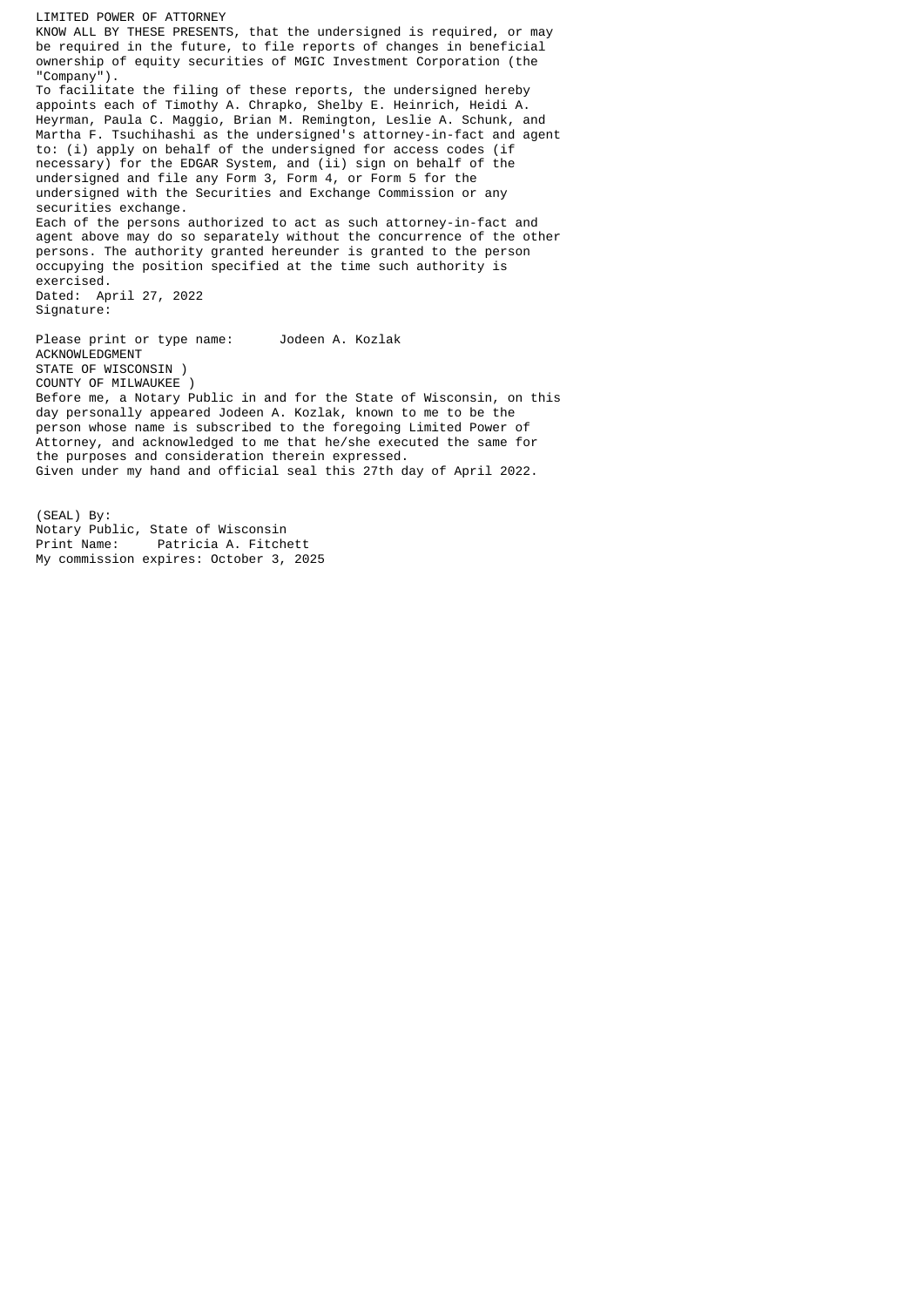LIMITED POWER OF ATTORNEY

KNOW ALL BY THESE PRESENTS, that the undersigned is required, or may be required in the future, to file reports of changes in beneficial ownership of equity securities of MGIC Investment Corporation (the "Company").

To facilitate the filing of these reports, the undersigned hereby appoints each of Timothy A. Chrapko, Shelby E. Heinrich, Heidi A. Heyrman, Paula C. Maggio, Brian M. Remington, Leslie A. Schunk, and Martha F. Tsuchihashi as the undersigned's attorney-in-fact and agent to: (i) apply on behalf of the undersigned for access codes (if necessary) for the EDGAR System, and (ii) sign on behalf of the undersigned and file any Form 3, Form 4, or Form 5 for the undersigned with the Securities and Exchange Commission or any securities exchange.

Each of the persons authorized to act as such attorney-in-fact and agent above may do so separately without the concurrence of the other persons. The authority granted hereunder is granted to the person occupying the position specified at the time such authority is exercised.

Dated: April 27, 2022

Signature:

Please print or type name: Jodeen A. Kozlak

ACKNOWLEDGMENT

STATE OF WISCONSIN )

COUNTY OF MILWAUKEE )

Before me, a Notary Public in and for the State of Wisconsin, on this day personally appeared Jodeen A. Kozlak, known to me to be the person whose name is subscribed to the foregoing Limited Power of Attorney, and acknowledged to me that he/she executed the same for the purposes and consideration therein expressed.

Given under my hand and official seal this 27th day of April 2022.

(SEAL) By:

Notary Public, State of Wisconsin

Print Name: Patricia A. Fitchett

My commission expires: October 3, 2025